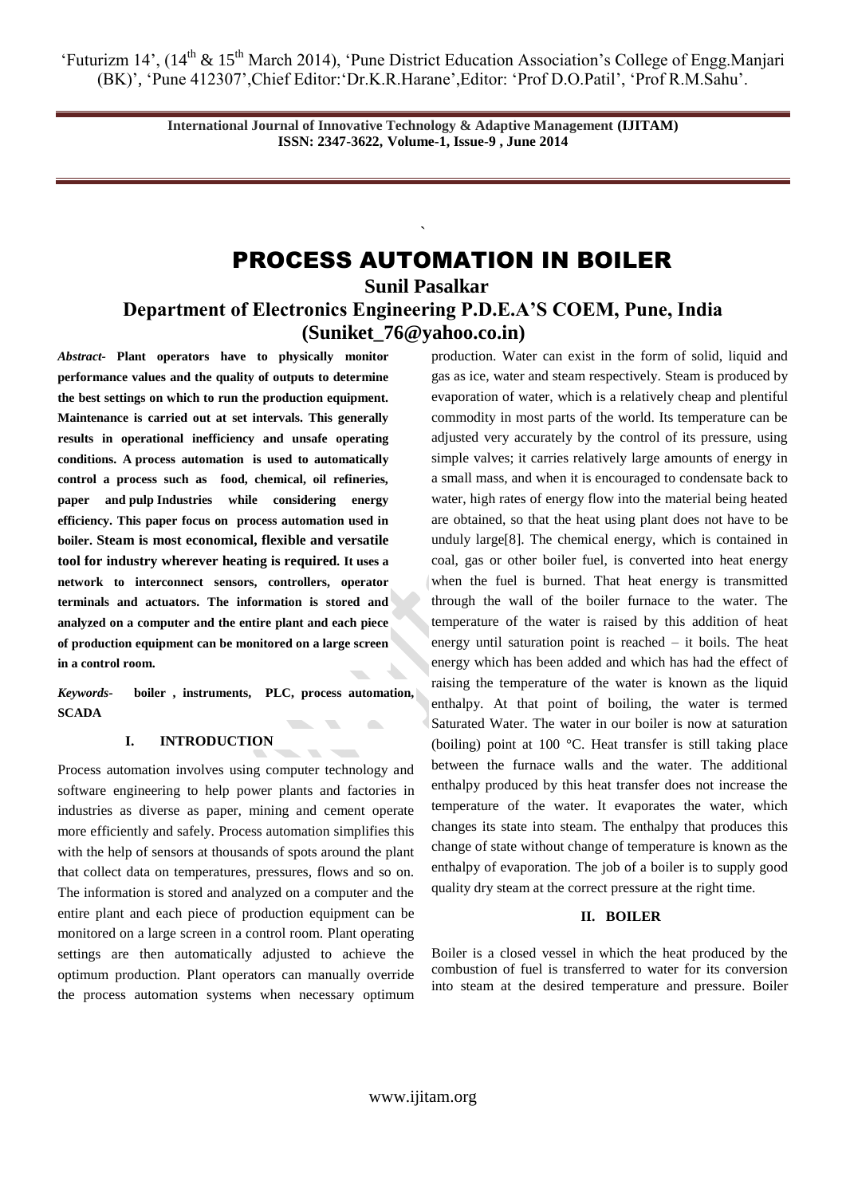# PROCESS AUTOMATION IN BOILER

**Sunil Pasalkar**

**Department of Electronics Engineering P.D.E.A'S COEM, Pune, India**

**(Suniket_76@yahoo.co.in)**

***Abstract-*** **Plant operators have to physically monitor performance values and the quality of outputs to determine the best settings on which to run the production equipment. Maintenance is carried out at set intervals. This generally results in operational inefficiency and unsafe operating conditions. A process automation is used to automatically control a process such as food, chemical, oil refineries, paper and pulp Industries while considering energy efficiency. This paper focus on process automation used in boiler. Steam is most economical, flexible and versatile tool for industry wherever heating is required. It uses a network to interconnect sensors, controllers, operator terminals and actuators. The information is stored and analyzed on a computer and the entire plant and each piece of production equipment can be monitored on a large screen in a control room.**

***Keywords-*** **boiler , instruments, PLC, process automation, SCADA**

## I. INTRODUCTION

Process automation involves using computer technology and software engineering to help power plants and factories in industries as diverse as paper, mining and cement operate more efficiently and safely. Process automation simplifies this with the help of sensors at thousands of spots around the plant that collect data on temperatures, pressures, flows and so on. The information is stored and analyzed on a computer and the entire plant and each piece of production equipment can be monitored on a large screen in a control room. Plant operating settings are then automatically adjusted to achieve the optimum production. Plant operators can manually override the process automation systems when necessary optimum production. Water can exist in the form of solid, liquid and gas as ice, water and steam respectively. Steam is produced by evaporation of water, which is a relatively cheap and plentiful commodity in most parts of the world. Its temperature can be adjusted very accurately by the control of its pressure, using simple valves; it carries relatively large amounts of energy in a small mass, and when it is encouraged to condensate back to water, high rates of energy flow into the material being heated are obtained, so that the heat using plant does not have to be unduly large[8]. The chemical energy, which is contained in coal, gas or other boiler fuel, is converted into heat energy when the fuel is burned. That heat energy is transmitted through the wall of the boiler furnace to the water. The temperature of the water is raised by this addition of heat energy until saturation point is reached – it boils. The heat energy which has been added and which has had the effect of raising the temperature of the water is known as the liquid enthalpy. At that point of boiling, the water is termed Saturated Water. The water in our boiler is now at saturation (boiling) point at 100 °C. Heat transfer is still taking place between the furnace walls and the water. The additional enthalpy produced by this heat transfer does not increase the temperature of the water. It evaporates the water, which changes its state into steam. The enthalpy that produces this change of state without change of temperature is known as the enthalpy of evaporation. The job of a boiler is to supply good quality dry steam at the correct pressure at the right time.

## II. BOILER

Boiler is a closed vessel in which the heat produced by the combustion of fuel is transferred to water for its conversion into steam at the desired temperature and pressure. Boiler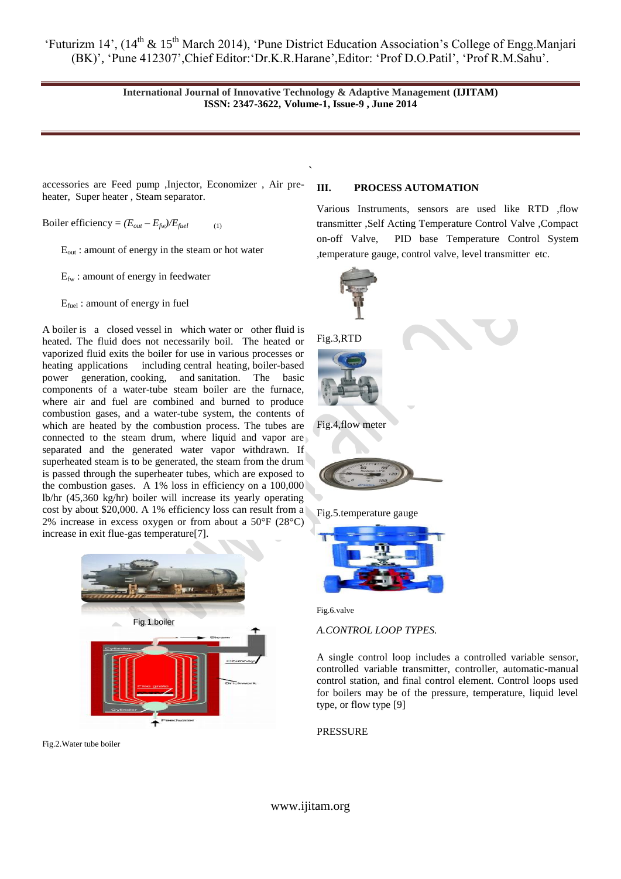accessories are Feed pump ,Injector, Economizer , Air pre-heater, Super heater , Steam separator.

$$\text{Boiler efficiency} = (E_{out} - E_{fw})/E_{fuel} \qquad (1)$$

$E_{out}$ : amount of energy in the steam or hot water

$E_{fw}$ : amount of energy in feedwater

$E_{fuel}$ : amount of energy in fuel

A boiler is a closed vessel in which water or other fluid is heated. The fluid does not necessarily boil. The heated or vaporized fluid exits the boiler for use in various processes or heating applications including central heating, boiler-based power generation, cooking, and sanitation. The basic components of a water-tube steam boiler are the furnace, where air and fuel are combined and burned to produce combustion gases, and a water-tube system, the contents of which are heated by the combustion process. The tubes are connected to the steam drum, where liquid and vapor are separated and the generated water vapor withdrawn. If superheated steam is to be generated, the steam from the drum is passed through the superheater tubes, which are exposed to the combustion gases. A 1% loss in efficiency on a 100,000 lb/hr (45,360 kg/hr) boiler will increase its yearly operating cost by about $20,000. A 1% efficiency loss can result from a 2% increase in excess oxygen or from about a 50°F (28°C) increase in exit flue-gas temperature[7].

Fig.1.boiler

Fig.2.Water tube boiler

## III. PROCESS AUTOMATION

Various Instruments, sensors are used like RTD ,flow transmitter ,Self Acting Temperature Control Valve ,Compact on-off Valve, PID base Temperature Control System ,temperature gauge, control valve, level transmitter etc.

Fig.3,RTD

Fig.4,flow meter

Fig.5.temperature gauge

Fig.6.valve

### *A.CONTROL LOOP TYPES.*

A single control loop includes a controlled variable sensor, controlled variable transmitter, controller, automatic-manual control station, and final control element. Control loops used for boilers may be of the pressure, temperature, liquid level type, or flow type [9]

PRESSURE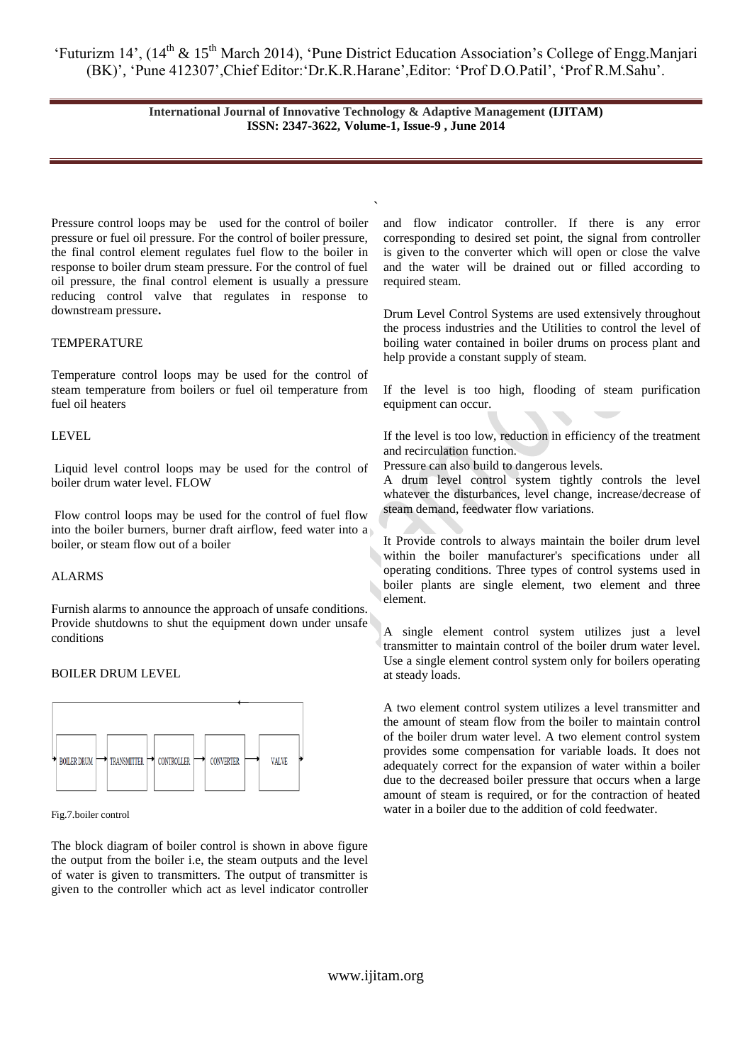Pressure control loops may be used for the control of boiler pressure or fuel oil pressure. For the control of boiler pressure, the final control element regulates fuel flow to the boiler in response to boiler drum steam pressure. For the control of fuel oil pressure, the final control element is usually a pressure reducing control valve that regulates in response to downstream pressure**.**

TEMPERATURE

Temperature control loops may be used for the control of steam temperature from boilers or fuel oil temperature from fuel oil heaters

LEVEL

Liquid level control loops may be used for the control of boiler drum water level. FLOW

Flow control loops may be used for the control of fuel flow into the boiler burners, burner draft airflow, feed water into a boiler, or steam flow out of a boiler

ALARMS

Furnish alarms to announce the approach of unsafe conditions. Provide shutdowns to shut the equipment down under unsafe conditions

BOILER DRUM LEVEL

BOILER DRUM → TRANSMITTER → CONTROLLER → CONVERTER → VALVE

Fig.7.boiler control

The block diagram of boiler control is shown in above figure the output from the boiler i.e, the steam outputs and the level of water is given to transmitters. The output of transmitter is given to the controller which act as level indicator controller and flow indicator controller. If there is any error corresponding to desired set point, the signal from controller is given to the converter which will open or close the valve and the water will be drained out or filled according to required steam.

Drum Level Control Systems are used extensively throughout the process industries and the Utilities to control the level of boiling water contained in boiler drums on process plant and help provide a constant supply of steam.

If the level is too high, flooding of steam purification equipment can occur.

If the level is too low, reduction in efficiency of the treatment and recirculation function.

Pressure can also build to dangerous levels.

A drum level control system tightly controls the level whatever the disturbances, level change, increase/decrease of steam demand, feedwater flow variations.

It Provide controls to always maintain the boiler drum level within the boiler manufacturer's specifications under all operating conditions. Three types of control systems used in boiler plants are single element, two element and three element.

A single element control system utilizes just a level transmitter to maintain control of the boiler drum water level. Use a single element control system only for boilers operating at steady loads.

A two element control system utilizes a level transmitter and the amount of steam flow from the boiler to maintain control of the boiler drum water level. A two element control system provides some compensation for variable loads. It does not adequately correct for the expansion of water within a boiler due to the decreased boiler pressure that occurs when a large amount of steam is required, or for the contraction of heated water in a boiler due to the addition of cold feedwater.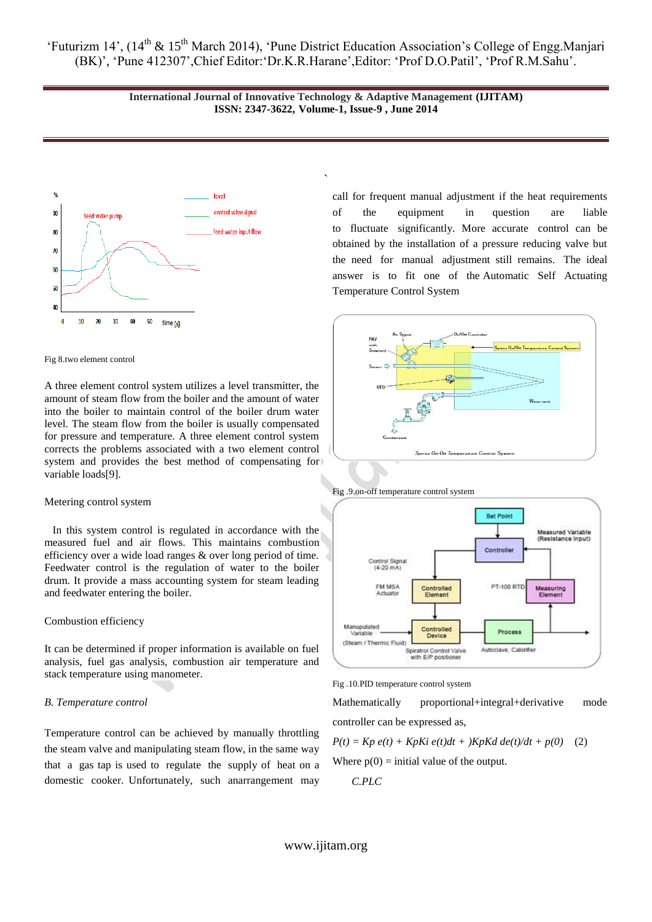Fig 8.two element control

A three element control system utilizes a level transmitter, the amount of steam flow from the boiler and the amount of water into the boiler to maintain control of the boiler drum water level. The steam flow from the boiler is usually compensated for pressure and temperature. A three element control system corrects the problems associated with a two element control system and provides the best method of compensating for variable loads[9].

Metering control system

In this system control is regulated in accordance with the measured fuel and air flows. This maintains combustion efficiency over a wide load ranges & over long period of time. Feedwater control is the regulation of water to the boiler drum. It provide a mass accounting system for steam leading and feedwater entering the boiler.

Combustion efficiency

It can be determined if proper information is available on fuel analysis, fuel gas analysis, combustion air temperature and stack temperature using manometer.

*B. Temperature control*

Temperature control can be achieved by manually throttling the steam valve and manipulating steam flow, in the same way that a gas tap is used to regulate the supply of heat on a domestic cooker. Unfortunately, such anarrangement may call for frequent manual adjustment if the heat requirements of the equipment in question are liable to fluctuate significantly. More accurate control can be obtained by the installation of a pressure reducing valve but the need for manual adjustment still remains. The ideal answer is to fit one of the Automatic Self Actuating Temperature Control System

Fig .9.on-off temperature control system

Fig .10.PID temperature control system

Mathematically proportional+integral+derivative mode controller can be expressed as,

$$P(t) = Kp\, e(t) + KpKi\, e(t)dt + )KpKd\, de(t)/dt + p(0) \quad (2)$$

Where p(0) = initial value of the output.

*C.PLC*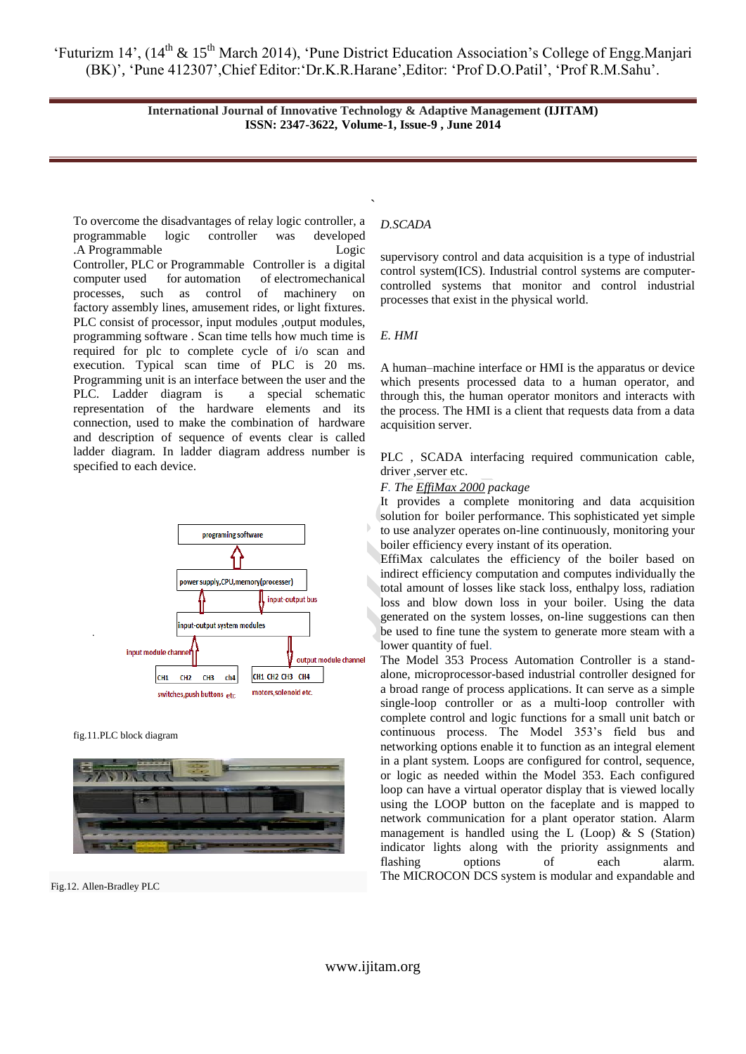To overcome the disadvantages of relay logic controller, a programmable logic controller was developed .A Programmable Logic Controller, PLC or Programmable Controller is a digital computer used for automation of electromechanical processes, such as control of machinery on factory assembly lines, amusement rides, or light fixtures. PLC consist of processor, input modules ,output modules, programming software . Scan time tells how much time is required for plc to complete cycle of i/o scan and execution. Typical scan time of PLC is 20 ms. Programming unit is an interface between the user and the PLC. Ladder diagram is a special schematic representation of the hardware elements and its connection, used to make the combination of hardware and description of sequence of events clear is called ladder diagram. In ladder diagram address number is specified to each device.

programing software

power supply,CPU,memory(processer)

input-output bus

input-output system modules

input module channel

output module channel

CH1 CH2 CH3 ch4

CH1 CH2 CH3 CH4

switches,push buttons etc

motors,solenoid etc.

fig.11.PLC block diagram

Fig.12. Allen-Bradley PLC

*D.SCADA*

supervisory control and data acquisition is a type of industrial control system(ICS). Industrial control systems are computer-controlled systems that monitor and control industrial processes that exist in the physical world.

*E. HMI*

A human–machine interface or HMI is the apparatus or device which presents processed data to a human operator, and through this, the human operator monitors and interacts with the process. The HMI is a client that requests data from a data acquisition server.

PLC , SCADA interfacing required communication cable, driver ,server etc.

*F. The EffiMax 2000 package*

It provides a complete monitoring and data acquisition solution for boiler performance. This sophisticated yet simple to use analyzer operates on-line continuously, monitoring your boiler efficiency every instant of its operation.
EffiMax calculates the efficiency of the boiler based on indirect efficiency computation and computes individually the total amount of losses like stack loss, enthalpy loss, radiation loss and blow down loss in your boiler. Using the data generated on the system losses, on-line suggestions can then be used to fine tune the system to generate more steam with a lower quantity of fuel.
The Model 353 Process Automation Controller is a stand-alone, microprocessor-based industrial controller designed for a broad range of process applications. It can serve as a simple single-loop controller or as a multi-loop controller with complete control and logic functions for a small unit batch or continuous process. The Model 353's field bus and networking options enable it to function as an integral element in a plant system. Loops are configured for control, sequence, or logic as needed within the Model 353. Each configured loop can have a virtual operator display that is viewed locally using the LOOP button on the faceplate and is mapped to network communication for a plant operator station. Alarm management is handled using the L (Loop) & S (Station) indicator lights along with the priority assignments and flashing options of each alarm.
The MICROCON DCS system is modular and expandable and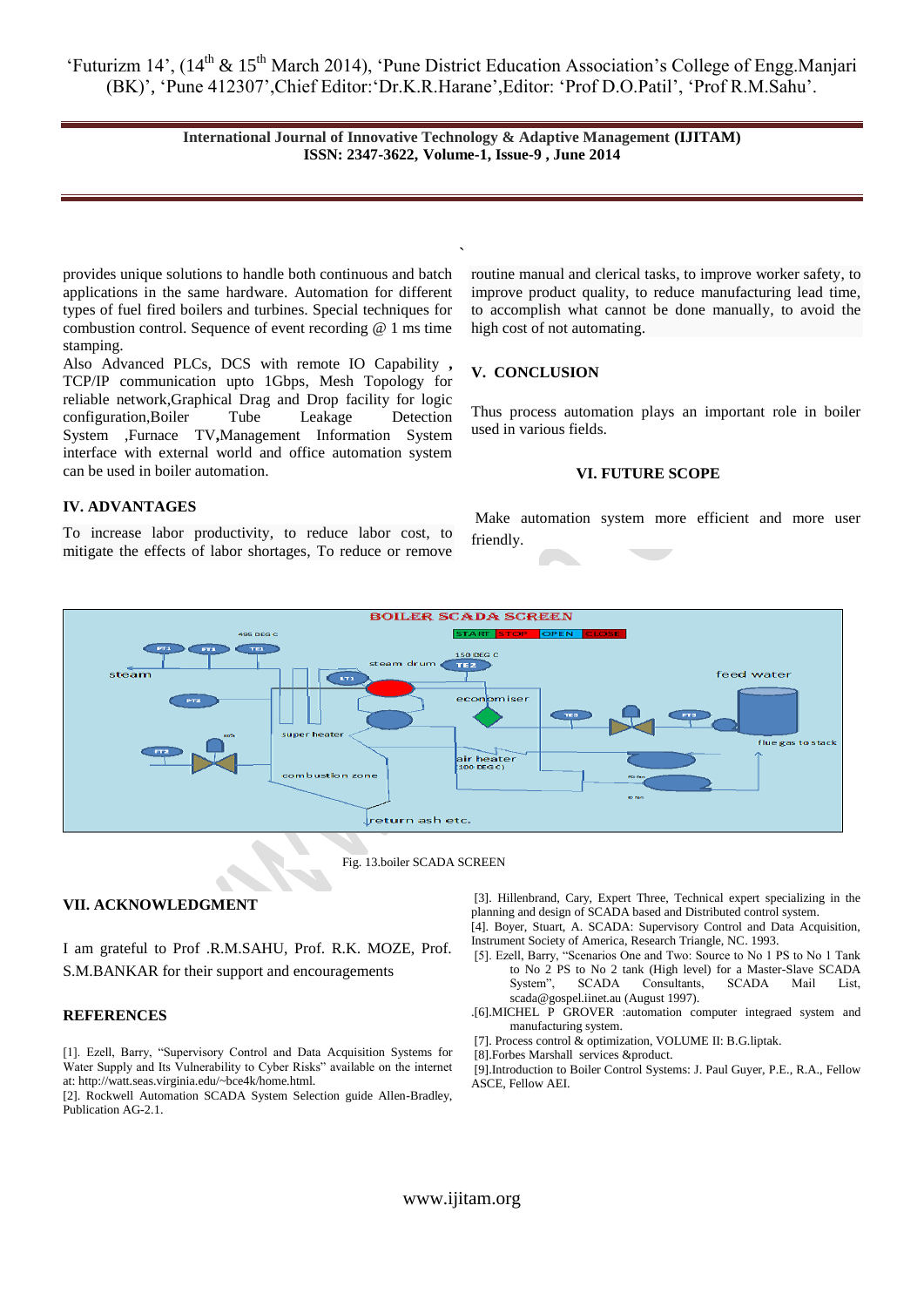provides unique solutions to handle both continuous and batch applications in the same hardware. Automation for different types of fuel fired boilers and turbines. Special techniques for combustion control. Sequence of event recording @ 1 ms time stamping.

Also Advanced PLCs, DCS with remote IO Capability **,** TCP/IP communication upto 1Gbps, Mesh Topology for reliable network,Graphical Drag and Drop facility for logic configuration,Boiler Tube Leakage Detection System ,Furnace TV**,**Management Information System interface with external world and office automation system can be used in boiler automation.

## IV. ADVANTAGES

To increase labor productivity, to reduce labor cost, to mitigate the effects of labor shortages, To reduce or remove routine manual and clerical tasks, to improve worker safety, to improve product quality, to reduce manufacturing lead time, to accomplish what cannot be done manually, to avoid the high cost of not automating.

## V. CONCLUSION

Thus process automation plays an important role in boiler used in various fields.

## VI. FUTURE SCOPE

Make automation system more efficient and more user friendly.

BOILER SCADA SCREEN

START STOP OPEN CLOSE

495 DEG C

PT1 FT1 TE1

steam

steam drum

150 DEG C

TE2

LT1

feed water

PT2

economiser

TE3 FT3

super heater

FT2

flue gas to stack

air heater
100 DEG C)

combustion zone

return ash etc.

Fig. 13.boiler SCADA SCREEN

## VII. ACKNOWLEDGMENT

I am grateful to Prof .R.M.SAHU, Prof. R.K. MOZE, Prof. S.M.BANKAR for their support and encouragements

## REFERENCES

[1]. Ezell, Barry, "Supervisory Control and Data Acquisition Systems for Water Supply and Its Vulnerability to Cyber Risks" available on the internet at: http://watt.seas.virginia.edu/~bce4k/home.html.

[2]. Rockwell Automation SCADA System Selection guide Allen-Bradley, Publication AG-2.1.

[3]. Hillenbrand, Cary, Expert Three, Technical expert specializing in the planning and design of SCADA based and Distributed control system.

[4]. Boyer, Stuart, A. SCADA: Supervisory Control and Data Acquisition, Instrument Society of America, Research Triangle, NC. 1993.

[5]. Ezell, Barry, "Scenarios One and Two: Source to No 1 PS to No 1 Tank to No 2 PS to No 2 tank (High level) for a Master-Slave SCADA System", SCADA Consultants, SCADA Mail List, scada@gospel.iinet.au (August 1997).

.[6].MICHEL P GROVER :automation computer integraed system and manufacturing system.

[7]. Process control & optimization, VOLUME II: B.G.liptak.

[8].Forbes Marshall services &product.

[9].Introduction to Boiler Control Systems: J. Paul Guyer, P.E., R.A., Fellow ASCE, Fellow AEI.